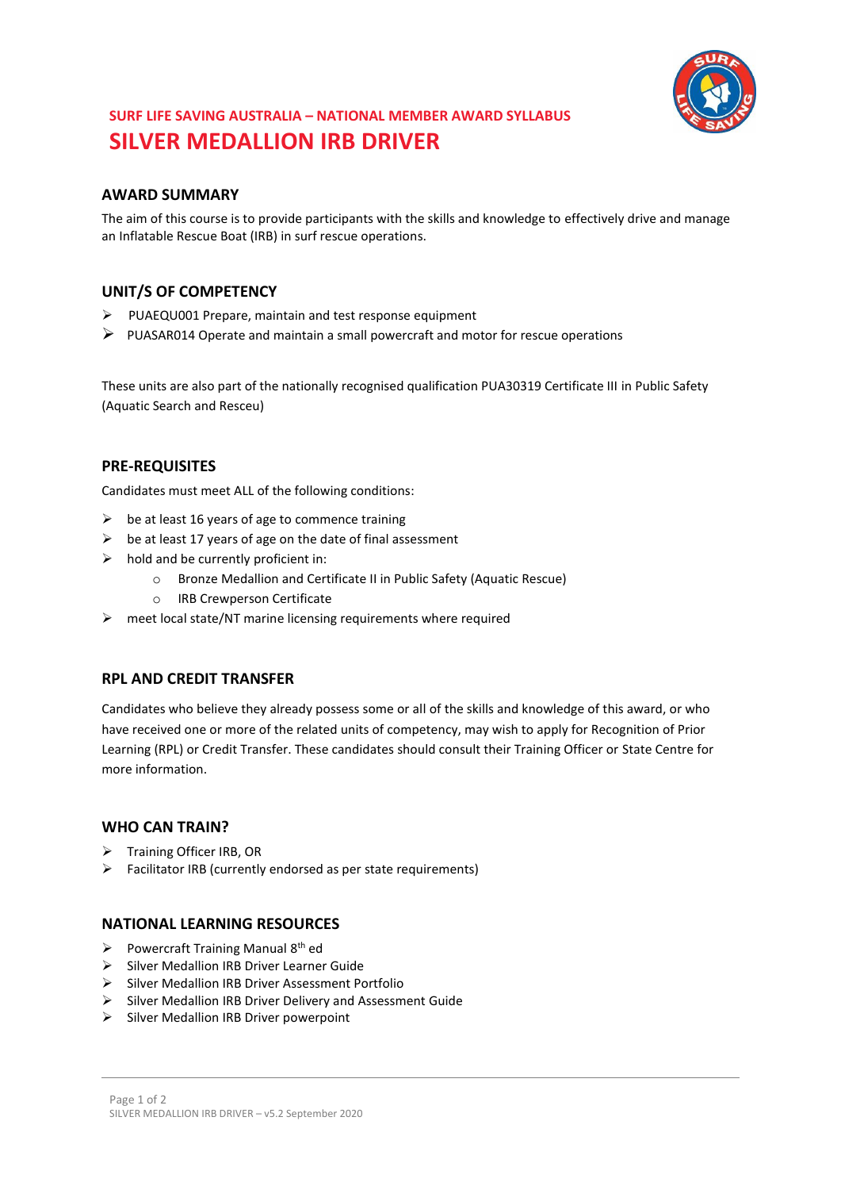## SURF LIFE SAVING AUSTRALIA – NATIONAL MEMBER AWARD SYLLABUS

# SILVER MEDALLION IRB DRIVER

## AWARD SUMMARY

The aim of this course is to provide participants with the skills and knowledge to effectively drive and manage an Inflatable Rescue Boat (IRB) in surf rescue operations.

## UNIT/S OF COMPETENCY

- PUAEQU001 Prepare, maintain and test response equipment
- PUASAR014 Operate and maintain a small powercraft and motor for rescue operations

These units are also part of the nationally recognised qualification PUA30319 Certificate III in Public Safety (Aquatic Search and Resceu)

## PRE-REQUISITES

Candidates must meet ALL of the following conditions:

- be at least 16 years of age to commence training
- be at least 17 years of age on the date of final assessment
- hold and be currently proficient in:
  - Bronze Medallion and Certificate II in Public Safety (Aquatic Rescue)
  - IRB Crewperson Certificate
- meet local state/NT marine licensing requirements where required

## RPL AND CREDIT TRANSFER

Candidates who believe they already possess some or all of the skills and knowledge of this award, or who have received one or more of the related units of competency, may wish to apply for Recognition of Prior Learning (RPL) or Credit Transfer. These candidates should consult their Training Officer or State Centre for more information.

## WHO CAN TRAIN?

- Training Officer IRB, OR
- Facilitator IRB (currently endorsed as per state requirements)

## NATIONAL LEARNING RESOURCES

- Powercraft Training Manual 8th ed
- Silver Medallion IRB Driver Learner Guide
- Silver Medallion IRB Driver Assessment Portfolio
- Silver Medallion IRB Driver Delivery and Assessment Guide
- Silver Medallion IRB Driver powerpoint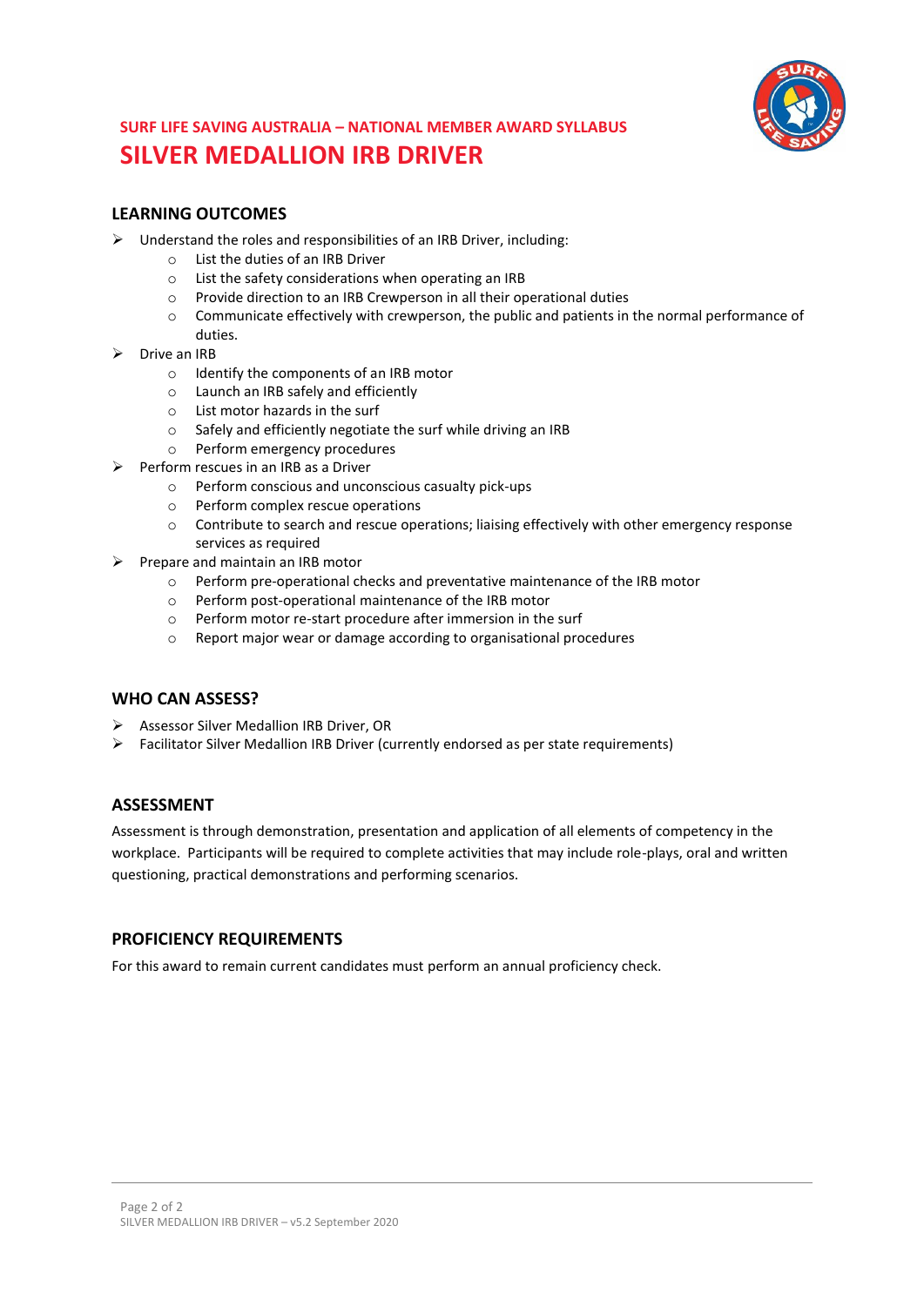SURF LIFE SAVING AUSTRALIA – NATIONAL MEMBER AWARD SYLLABUS

# SILVER MEDALLION IRB DRIVER

## LEARNING OUTCOMES

- Understand the roles and responsibilities of an IRB Driver, including:
  - List the duties of an IRB Driver
  - List the safety considerations when operating an IRB
  - Provide direction to an IRB Crewperson in all their operational duties
  - Communicate effectively with crewperson, the public and patients in the normal performance of duties.
- Drive an IRB
  - Identify the components of an IRB motor
  - Launch an IRB safely and efficiently
  - List motor hazards in the surf
  - Safely and efficiently negotiate the surf while driving an IRB
  - Perform emergency procedures
- Perform rescues in an IRB as a Driver
  - Perform conscious and unconscious casualty pick-ups
  - Perform complex rescue operations
  - Contribute to search and rescue operations; liaising effectively with other emergency response services as required
- Prepare and maintain an IRB motor
  - Perform pre-operational checks and preventative maintenance of the IRB motor
  - Perform post-operational maintenance of the IRB motor
  - Perform motor re-start procedure after immersion in the surf
  - Report major wear or damage according to organisational procedures

## WHO CAN ASSESS?

- Assessor Silver Medallion IRB Driver, OR
- Facilitator Silver Medallion IRB Driver (currently endorsed as per state requirements)

## ASSESSMENT

Assessment is through demonstration, presentation and application of all elements of competency in the workplace. Participants will be required to complete activities that may include role-plays, oral and written questioning, practical demonstrations and performing scenarios.

## PROFICIENCY REQUIREMENTS

For this award to remain current candidates must perform an annual proficiency check.